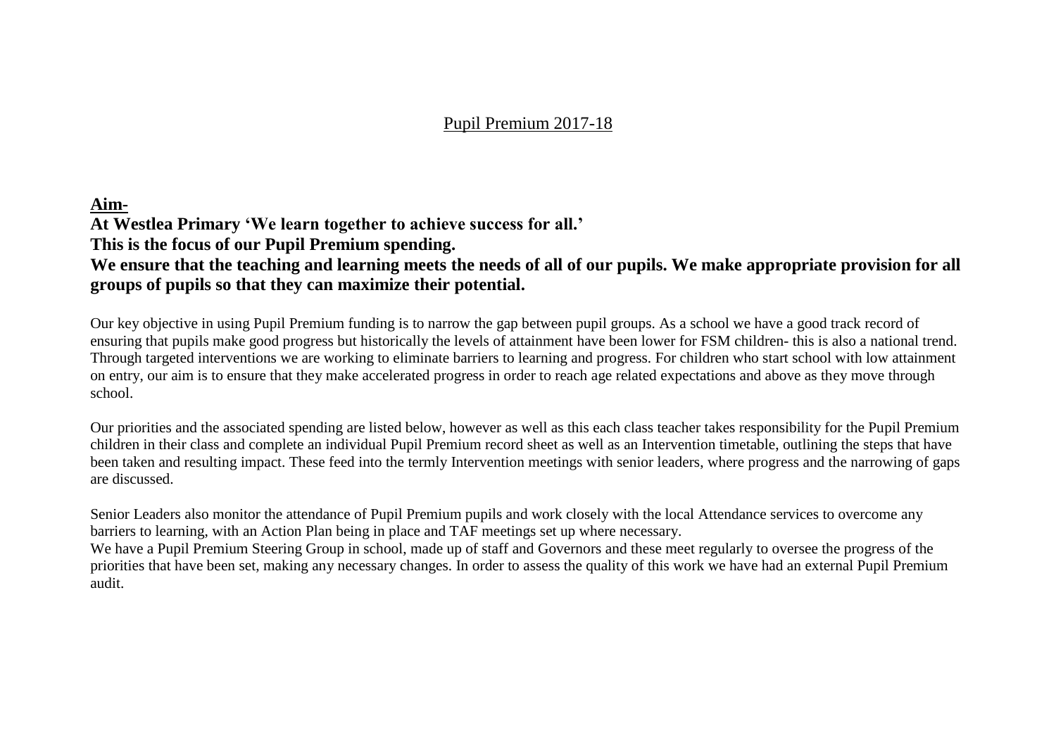# Pupil Premium 2017-18

**Aim-**

**At Westlea Primary 'We learn together to achieve success for all.'**
**This is the focus of our Pupil Premium spending.**
**We ensure that the teaching and learning meets the needs of all of our pupils. We make appropriate provision for all groups of pupils so that they can maximize their potential.**

Our key objective in using Pupil Premium funding is to narrow the gap between pupil groups. As a school we have a good track record of ensuring that pupils make good progress but historically the levels of attainment have been lower for FSM children- this is also a national trend. Through targeted interventions we are working to eliminate barriers to learning and progress. For children who start school with low attainment on entry, our aim is to ensure that they make accelerated progress in order to reach age related expectations and above as they move through school.

Our priorities and the associated spending are listed below, however as well as this each class teacher takes responsibility for the Pupil Premium children in their class and complete an individual Pupil Premium record sheet as well as an Intervention timetable, outlining the steps that have been taken and resulting impact. These feed into the termly Intervention meetings with senior leaders, where progress and the narrowing of gaps are discussed.

Senior Leaders also monitor the attendance of Pupil Premium pupils and work closely with the local Attendance services to overcome any barriers to learning, with an Action Plan being in place and TAF meetings set up where necessary.
We have a Pupil Premium Steering Group in school, made up of staff and Governors and these meet regularly to oversee the progress of the priorities that have been set, making any necessary changes. In order to assess the quality of this work we have had an external Pupil Premium audit.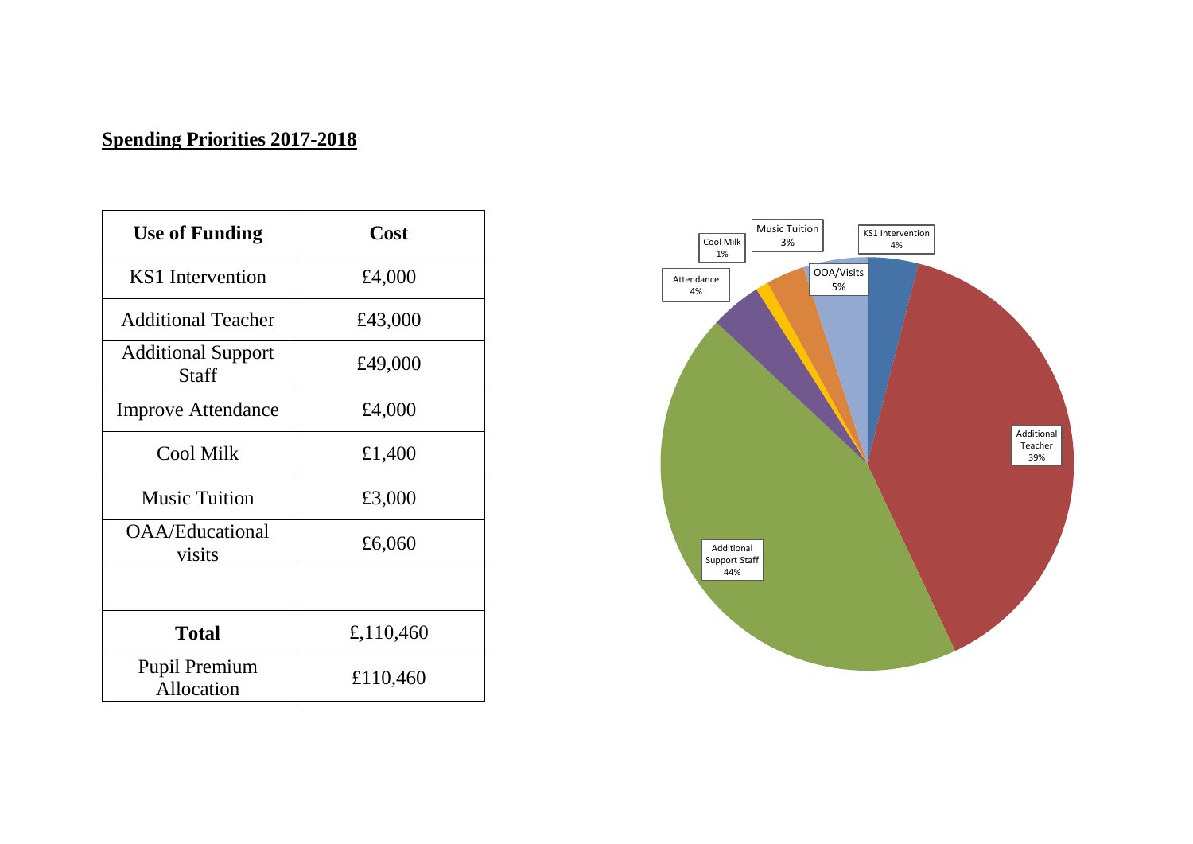## **Spending Priorities 2017-2018**

| Use of Funding | Cost |
|---|---|
| KS1 Intervention | £4,000 |
| Additional Teacher | £43,000 |
| Additional Support Staff | £49,000 |
| Improve Attendance | £4,000 |
| Cool Milk | £1,400 |
| Music Tuition | £3,000 |
| OAA/Educational visits | £6,060 |
| | |
| **Total** | £,110,460 |
| Pupil Premium Allocation | £110,460 |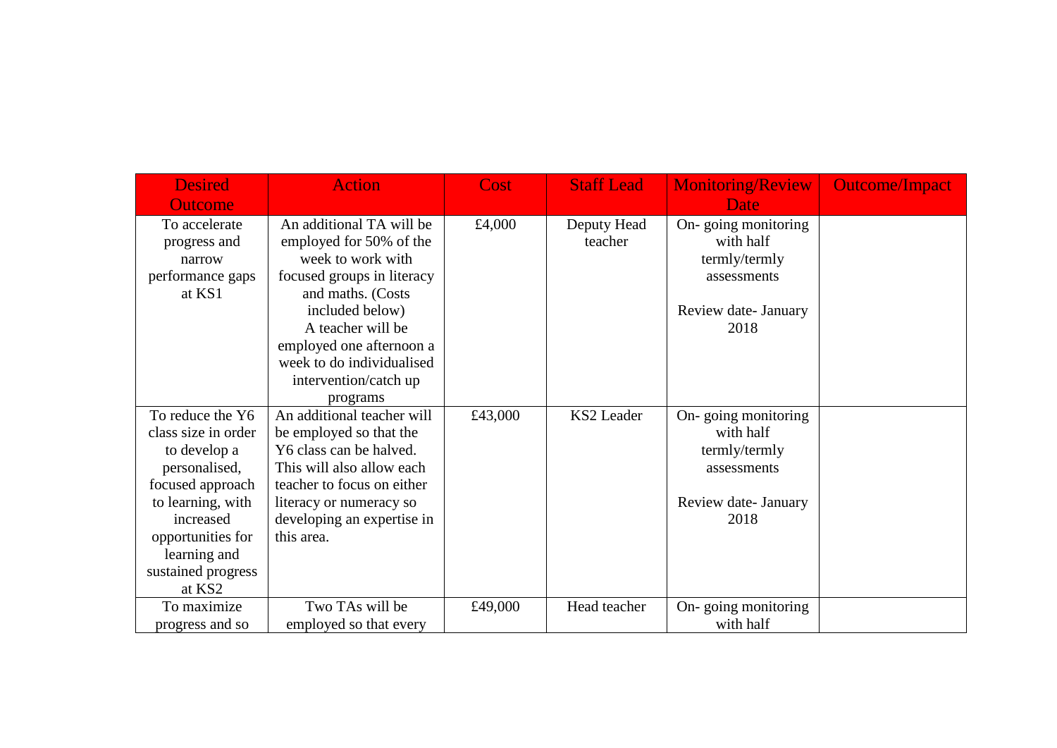| Desired Outcome | Action | Cost | Staff Lead | Monitoring/Review Date | Outcome/Impact |
|---|---|---|---|---|---|
| To accelerate progress and narrow performance gaps at KS1 | An additional TA will be employed for 50% of the week to work with focused groups in literacy and maths. (Costs included below) A teacher will be employed one afternoon a week to do individualised intervention/catch up programs | £4,000 | Deputy Head teacher | On- going monitoring with half termly/termly assessments<br><br>Review date- January 2018 | |
| To reduce the Y6 class size in order to develop a personalised, focused approach to learning, with increased opportunities for learning and sustained progress at KS2 | An additional teacher will be employed so that the Y6 class can be halved. This will also allow each teacher to focus on either literacy or numeracy so developing an expertise in this area. | £43,000 | KS2 Leader | On- going monitoring with half termly/termly assessments<br><br>Review date- January 2018 | |
| To maximize progress and so | Two TAs will be employed so that every | £49,000 | Head teacher | On- going monitoring with half | |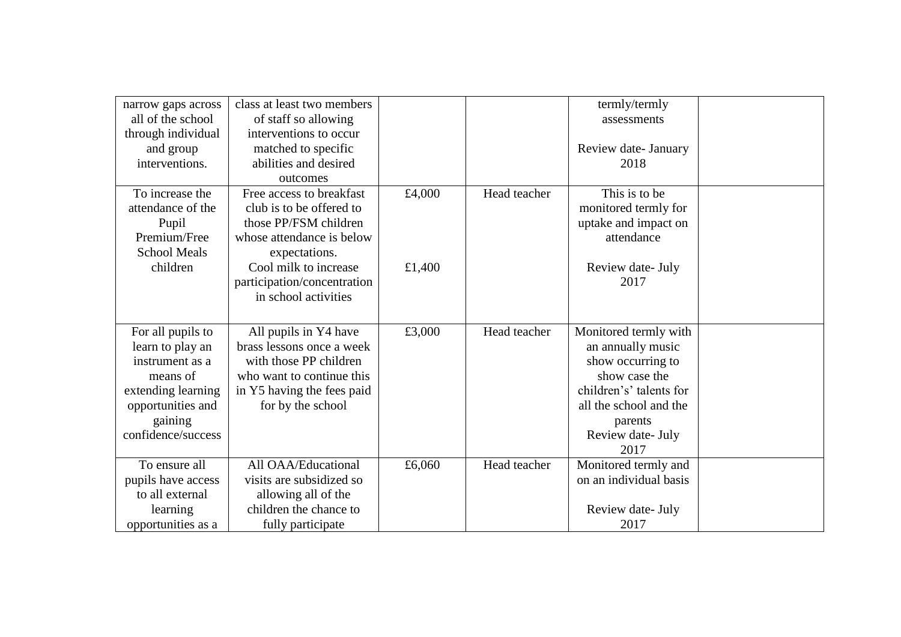| | | | | | |
|---|---|---|---|---|---|
| narrow gaps across all of the school through individual and group interventions. | class at least two members of staff so allowing interventions to occur matched to specific abilities and desired outcomes | | | termly/termly assessments<br><br>Review date- January 2018 | |
| To increase the attendance of the Pupil Premium/Free School Meals children | Free access to breakfast club is to be offered to those PP/FSM children whose attendance is below expectations.<br>Cool milk to increase participation/concentration in school activities | £4,000<br><br><br><br>£1,400 | Head teacher | This is to be monitored termly for uptake and impact on attendance<br><br>Review date- July 2017 | |
| For all pupils to learn to play an instrument as a means of extending learning opportunities and gaining confidence/success | All pupils in Y4 have brass lessons once a week with those PP children who want to continue this in Y5 having the fees paid for by the school | £3,000 | Head teacher | Monitored termly with an annually music show occurring to show case the children's' talents for all the school and the parents<br>Review date- July 2017 | |
| To ensure all pupils have access to all external learning opportunities as a | All OAA/Educational visits are subsidized so allowing all of the children the chance to fully participate | £6,060 | Head teacher | Monitored termly and on an individual basis<br><br>Review date- July 2017 | |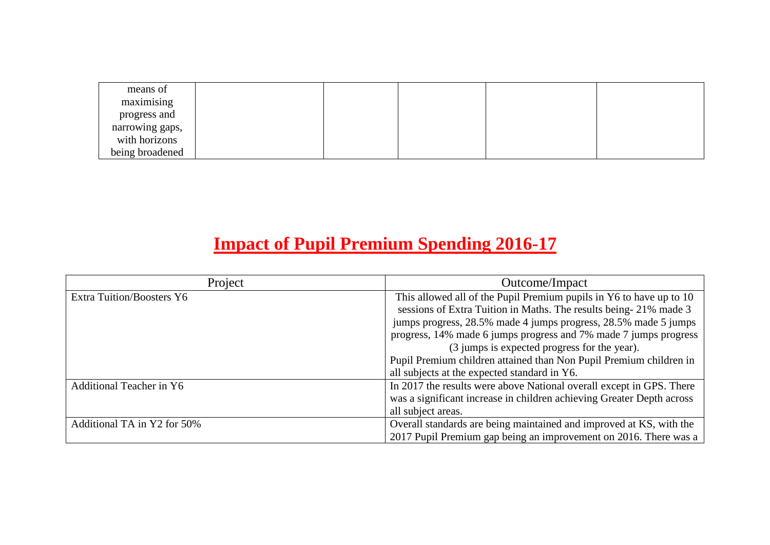| means of maximising progress and narrowing gaps, with horizons being broadened | | | | | |
|---|---|---|---|---|---|

# Impact of Pupil Premium Spending 2016-17

| Project | Outcome/Impact |
|---|---|
| Extra Tuition/Boosters Y6 | This allowed all of the Pupil Premium pupils in Y6 to have up to 10 sessions of Extra Tuition in Maths. The results being- 21% made 3 jumps progress, 28.5% made 4 jumps progress, 28.5% made 5 jumps progress, 14% made 6 jumps progress and 7% made 7 jumps progress (3 jumps is expected progress for the year). Pupil Premium children attained than Non Pupil Premium children in all subjects at the expected standard in Y6. |
| Additional Teacher in Y6 | In 2017 the results were above National overall except in GPS. There was a significant increase in children achieving Greater Depth across all subject areas. |
| Additional TA in Y2 for 50% | Overall standards are being maintained and improved at KS, with the 2017 Pupil Premium gap being an improvement on 2016. There was a |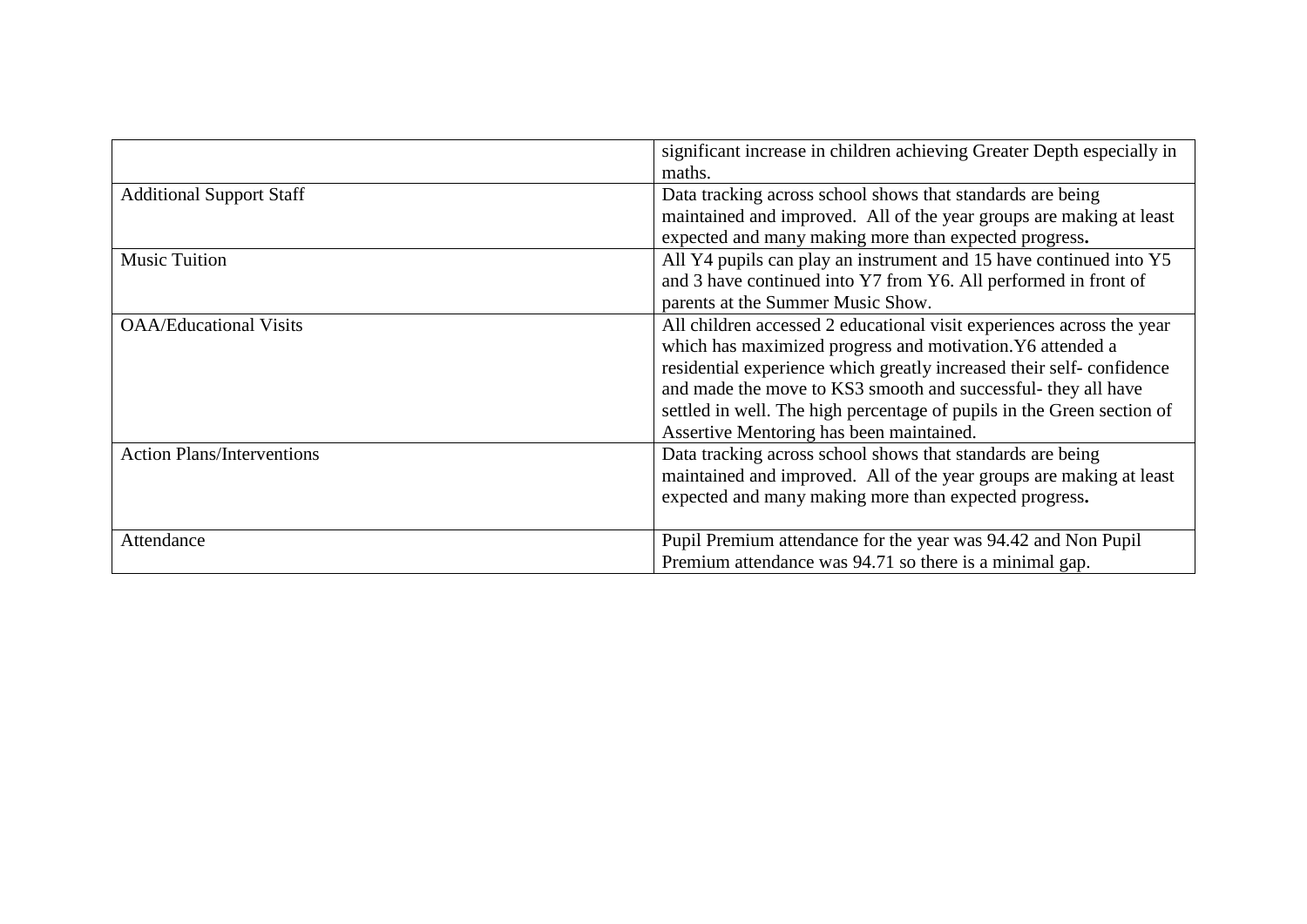| | |
|---|---|
| | significant increase in children achieving Greater Depth especially in maths. |
| Additional Support Staff | Data tracking across school shows that standards are being maintained and improved. All of the year groups are making at least expected and many making more than expected progress**.** |
| Music Tuition | All Y4 pupils can play an instrument and 15 have continued into Y5 and 3 have continued into Y7 from Y6. All performed in front of parents at the Summer Music Show. |
| OAA/Educational Visits | All children accessed 2 educational visit experiences across the year which has maximized progress and motivation.Y6 attended a residential experience which greatly increased their self- confidence and made the move to KS3 smooth and successful- they all have settled in well. The high percentage of pupils in the Green section of Assertive Mentoring has been maintained. |
| Action Plans/Interventions | Data tracking across school shows that standards are being maintained and improved. All of the year groups are making at least expected and many making more than expected progress**.** |
| Attendance | Pupil Premium attendance for the year was 94.42 and Non Pupil Premium attendance was 94.71 so there is a minimal gap. |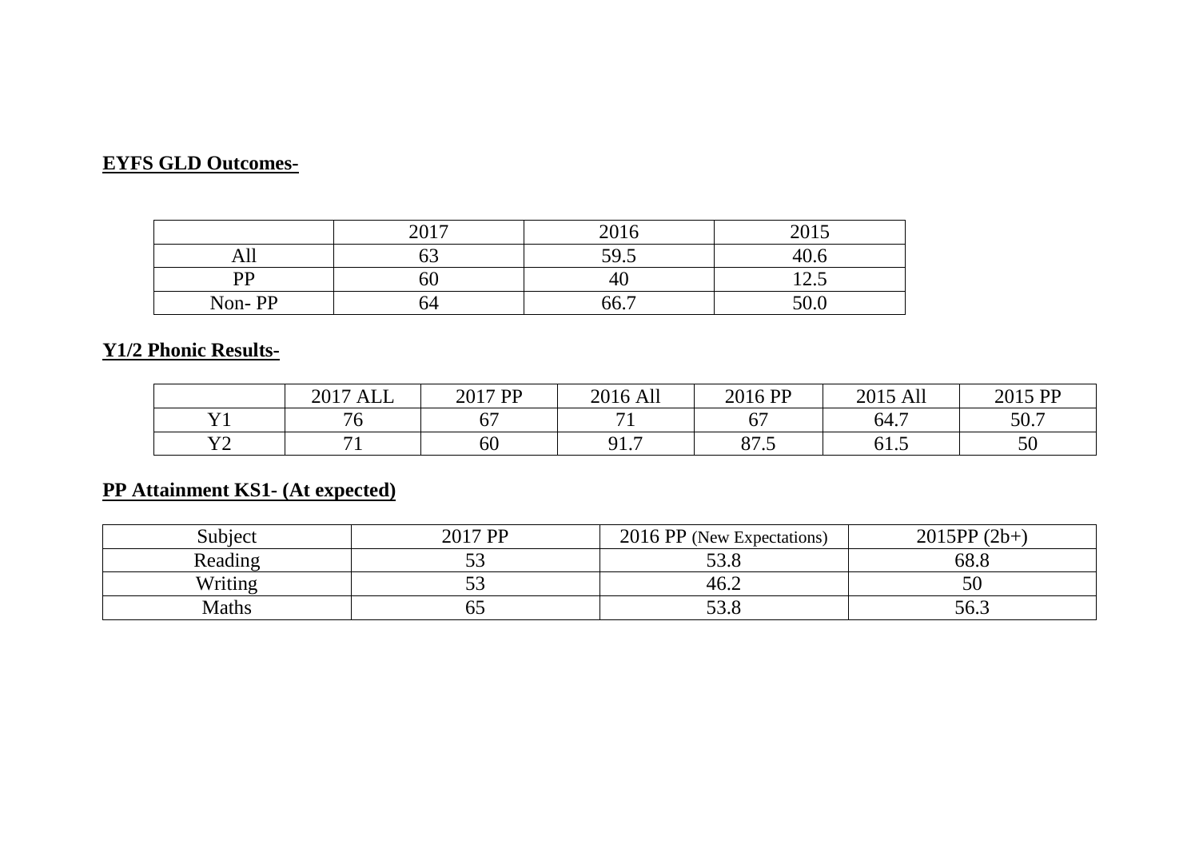**EYFS GLD Outcomes-**

| | 2017 | 2016 | 2015 |
|---|---|---|---|
| All | 63 | 59.5 | 40.6 |
| PP | 60 | 40 | 12.5 |
| Non- PP | 64 | 66.7 | 50.0 |

**Y1/2 Phonic Results-**

| | 2017 ALL | 2017 PP | 2016 All | 2016 PP | 2015 All | 2015 PP |
|---|---|---|---|---|---|---|
| Y1 | 76 | 67 | 71 | 67 | 64.7 | 50.7 |
| Y2 | 71 | 60 | 91.7 | 87.5 | 61.5 | 50 |

**PP Attainment KS1- (At expected)**

| Subject | 2017 PP | 2016 PP (New Expectations) | 2015PP (2b+) |
|---|---|---|---|
| Reading | 53 | 53.8 | 68.8 |
| Writing | 53 | 46.2 | 50 |
| Maths | 65 | 53.8 | 56.3 |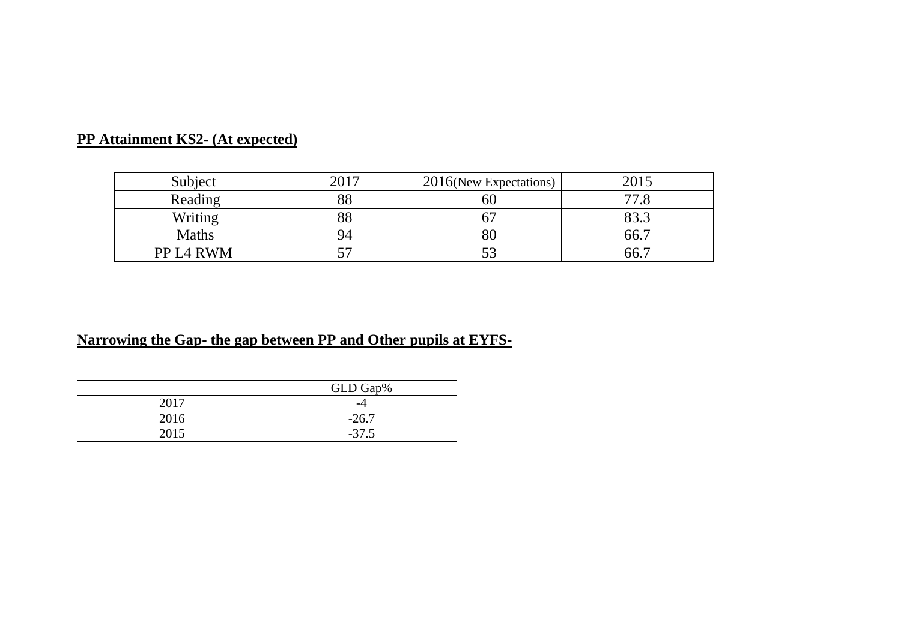**PP Attainment KS2- (At expected)**

| Subject | 2017 | 2016(New Expectations) | 2015 |
|---|---|---|---|
| Reading | 88 | 60 | 77.8 |
| Writing | 88 | 67 | 83.3 |
| Maths | 94 | 80 | 66.7 |
| PP L4 RWM | 57 | 53 | 66.7 |

**Narrowing the Gap- the gap between PP and Other pupils at EYFS-**

| | GLD Gap% |
|---|---|
| 2017 | -4 |
| 2016 | -26.7 |
| 2015 | -37.5 |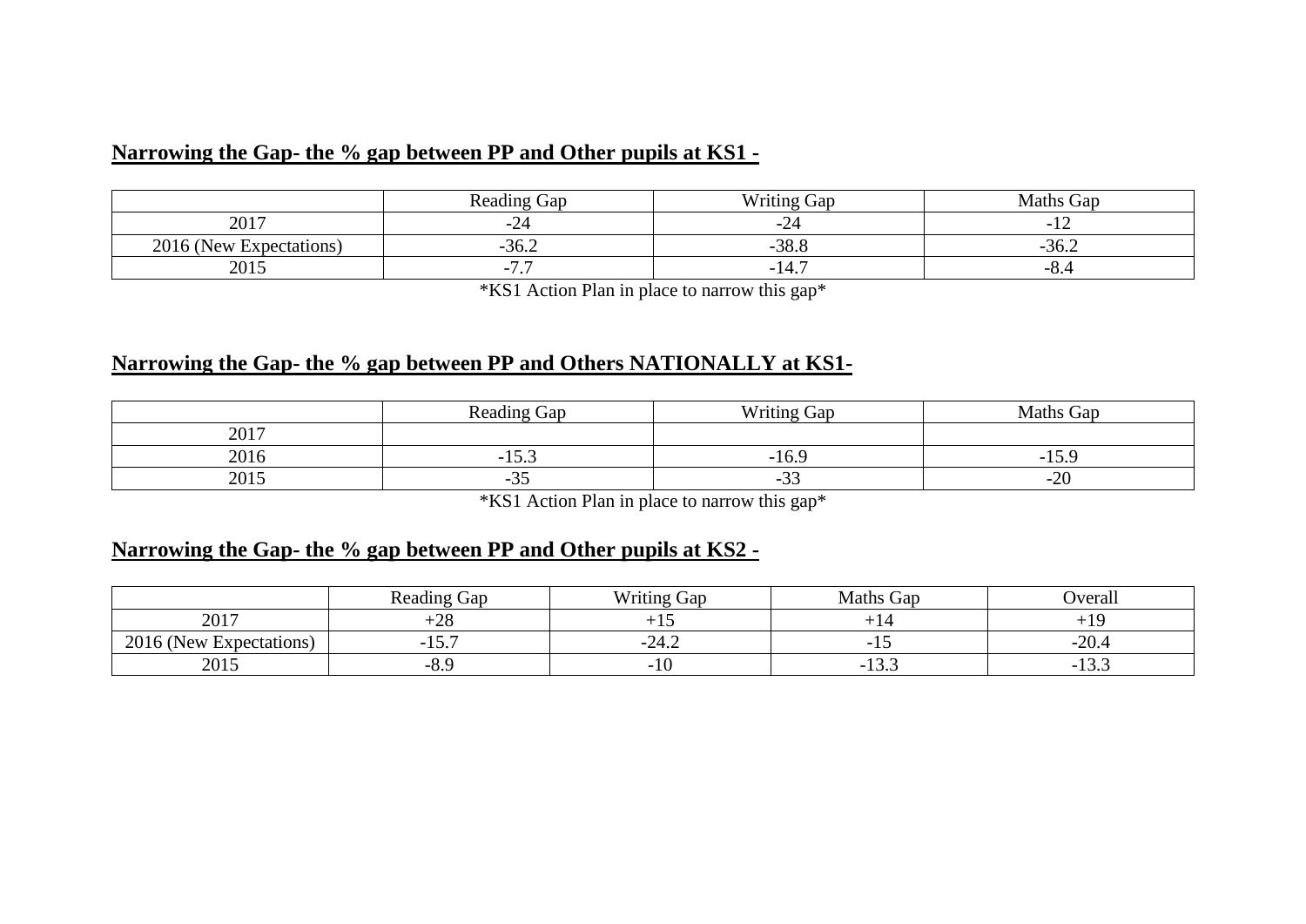## **Narrowing the Gap- the % gap between PP and Other pupils at KS1 -**

| | Reading Gap | Writing Gap | Maths Gap |
|---|---|---|---|
| 2017 | -24 | -24 | -12 |
| 2016 (New Expectations) | -36.2 | -38.8 | -36.2 |
| 2015 | -7.7 | -14.7 | -8.4 |

*KS1 Action Plan in place to narrow this gap*

## **Narrowing the Gap- the % gap between PP and Others NATIONALLY at KS1-**

| | Reading Gap | Writing Gap | Maths Gap |
|---|---|---|---|
| 2017 | | | |
| 2016 | -15.3 | -16.9 | -15.9 |
| 2015 | -35 | -33 | -20 |

*KS1 Action Plan in place to narrow this gap*

## **Narrowing the Gap- the % gap between PP and Other pupils at KS2 -**

| | Reading Gap | Writing Gap | Maths Gap | Overall |
|---|---|---|---|---|
| 2017 | +28 | +15 | +14 | +19 |
| 2016 (New Expectations) | -15.7 | -24.2 | -15 | -20.4 |
| 2015 | -8.9 | -10 | -13.3 | -13.3 |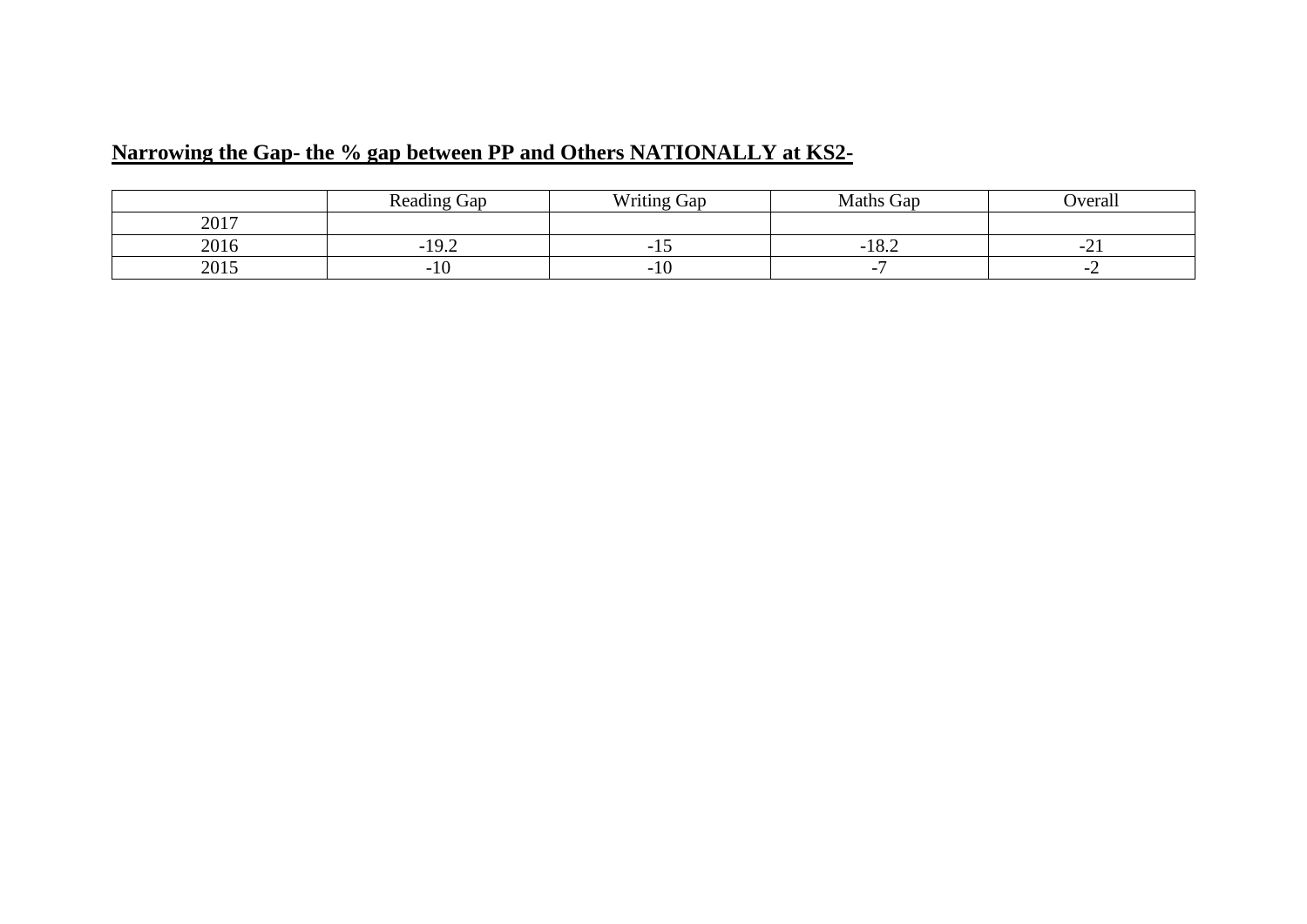**<u>Narrowing the Gap- the % gap between PP and Others NATIONALLY at KS2-</u>**

| | Reading Gap | Writing Gap | Maths Gap | Overall |
|---|---|---|---|---|
| 2017 | | | | |
| 2016 | -19.2 | -15 | -18.2 | -21 |
| 2015 | -10 | -10 | -7 | -2 |